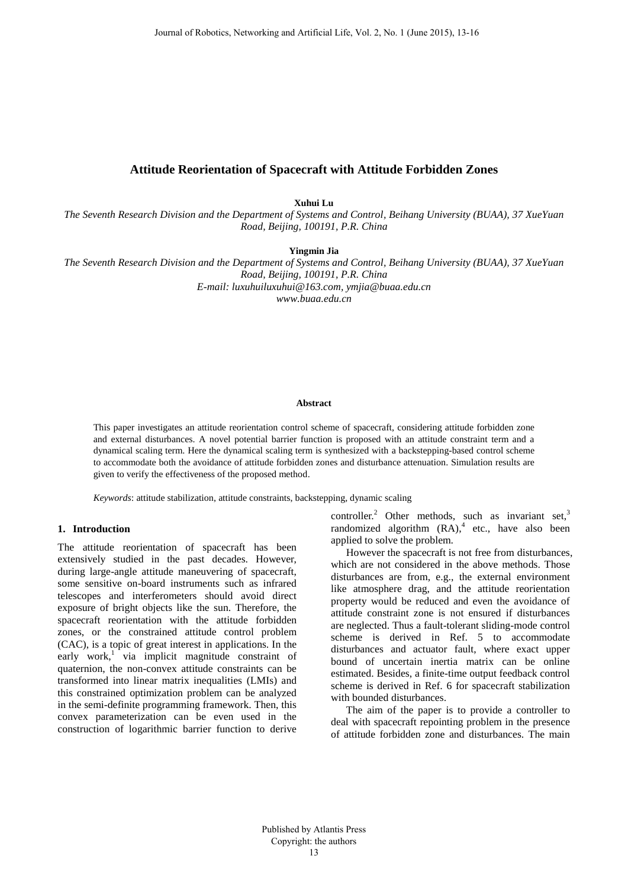# Attitude Reorientation of Spacecraft with Attitude Forbidden Zones

**Xuhui Lu**

*The Seventh Research Division and the Department of Systems and Control, Beihang University (BUAA), 37 XueYuan Road, Beijing, 100191, P.R. China*

**Yingmin Jia**

*The Seventh Research Division and the Department of Systems and Control, Beihang University (BUAA), 37 XueYuan Road, Beijing, 100191, P.R. China*
*E-mail: luxuhuiluxuhui@163.com, ymjia@buaa.edu.cn*
*www.buaa.edu.cn*

### Abstract

This paper investigates an attitude reorientation control scheme of spacecraft, considering attitude forbidden zone and external disturbances. A novel potential barrier function is proposed with an attitude constraint term and a dynamical scaling term. Here the dynamical scaling term is synthesized with a backstepping-based control scheme to accommodate both the avoidance of attitude forbidden zones and disturbance attenuation. Simulation results are given to verify the effectiveness of the proposed method.

*Keywords*: attitude stabilization, attitude constraints, backstepping, dynamic scaling

## 1. Introduction

The attitude reorientation of spacecraft has been extensively studied in the past decades. However, during large-angle attitude maneuvering of spacecraft, some sensitive on-board instruments such as infrared telescopes and interferometers should avoid direct exposure of bright objects like the sun. Therefore, the spacecraft reorientation with the attitude forbidden zones, or the constrained attitude control problem (CAC), is a topic of great interest in applications. In the early work,[1] via implicit magnitude constraint of quaternion, the non-convex attitude constraints can be transformed into linear matrix inequalities (LMIs) and this constrained optimization problem can be analyzed in the semi-definite programming framework. Then, this convex parameterization can be even used in the construction of logarithmic barrier function to derive controller.[2] Other methods, such as invariant set,[3] randomized algorithm (RA),[4] etc., have also been applied to solve the problem.

However the spacecraft is not free from disturbances, which are not considered in the above methods. Those disturbances are from, e.g., the external environment like atmosphere drag, and the attitude reorientation property would be reduced and even the avoidance of attitude constraint zone is not ensured if disturbances are neglected. Thus a fault-tolerant sliding-mode control scheme is derived in Ref. 5 to accommodate disturbances and actuator fault, where exact upper bound of uncertain inertia matrix can be online estimated. Besides, a finite-time output feedback control scheme is derived in Ref. 6 for spacecraft stabilization with bounded disturbances.

The aim of the paper is to provide a controller to deal with spacecraft repointing problem in the presence of attitude forbidden zone and disturbances. The main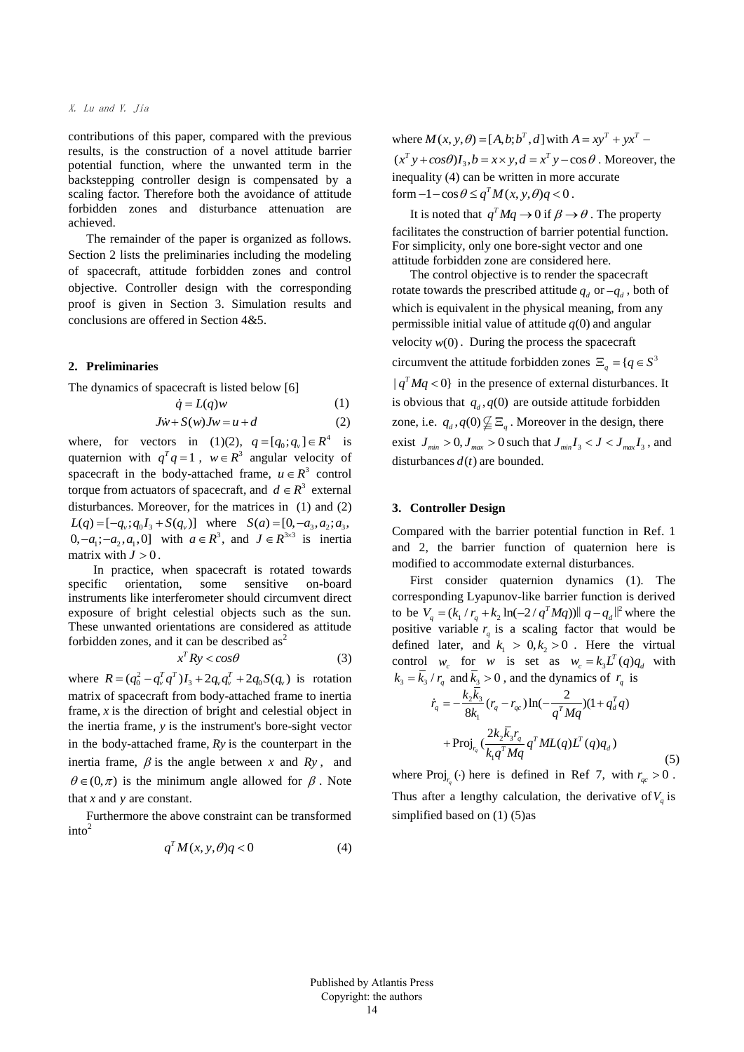contributions of this paper, compared with the previous results, is the construction of a novel attitude barrier potential function, where the unwanted term in the backstepping controller design is compensated by a scaling factor. Therefore both the avoidance of attitude forbidden zones and disturbance attenuation are achieved.

The remainder of the paper is organized as follows. Section 2 lists the preliminaries including the modeling of spacecraft, attitude forbidden zones and control objective. Controller design with the corresponding proof is given in Section 3. Simulation results and conclusions are offered in Section 4&5.

## 2. Preliminaries

The dynamics of spacecraft is listed below [6]

$$\dot{q} = L(q)w \tag{1}$$

$$J\dot{w} + S(w)Jw = u + d \tag{2}$$

where, for vectors in (1)(2), $q = [q_0; q_v] \in R^4$ is quaternion with $q^T q = 1$, $w \in R^3$ angular velocity of spacecraft in the body-attached frame, $u \in R^3$ control torque from actuators of spacecraft, and $d \in R^3$ external disturbances. Moreover, for the matrices in (1) and (2) $L(q) = [-q_v; q_0 I_3 + S(q_v)]$ where $S(a) = [0, -a_3, a_2; a_3, 0, -a_1; -a_2, a_1, 0]$ with $a \in R^3$, and $J \in R^{3\times 3}$ is inertia matrix with $J > 0$.

In practice, when spacecraft is rotated towards specific orientation, some sensitive on-board instruments like interferometer should circumvent direct exposure of bright celestial objects such as the sun. These unwanted orientations are considered as attitude forbidden zones, and it can be described as[2]

$$x^T Ry < cos\theta \tag{3}$$

where $R = (q_0^2 - q_v^T q^T) I_3 + 2 q_v q_v^T + 2 q_0 S(q_v)$ is rotation matrix of spacecraft from body-attached frame to inertia frame, $x$ is the direction of bright and celestial object in the inertia frame, $y$ is the instrument's bore-sight vector in the body-attached frame, $Ry$ is the counterpart in the inertia frame, $\beta$ is the angle between $x$ and $Ry$, and $\theta \in (0, \pi)$ is the minimum angle allowed for $\beta$. Note that $x$ and $y$ are constant.

Furthermore the above constraint can be transformed into[2]

$$q^T M(x, y, \theta) q < 0 \tag{4}$$

where $M(x, y, \theta) = [A, b; b^T, d]$ with $A = xy^T + yx^T - (x^T y + cos\theta) I_3, b = x \times y, d = x^T y - \cos\theta$. Moreover, the inequality (4) can be written in more accurate form $-1 - \cos\theta \le q^T M(x, y, \theta) q < 0$.

It is noted that $q^T M q \to 0$ if $\beta \to \theta$. The property facilitates the construction of barrier potential function. For simplicity, only one bore-sight vector and one attitude forbidden zone are considered here.

The control objective is to render the spacecraft rotate towards the prescribed attitude $q_d$ or $-q_d$, both of which is equivalent in the physical meaning, from any permissible initial value of attitude $q(0)$ and angular velocity $w(0)$. During the process the spacecraft circumvent the attitude forbidden zones $\Xi_q = \{q \in S^3 \mid q^T M q < 0\}$ in the presence of external disturbances. It is obvious that $q_d, q(0)$ are outside attitude forbidden zone, i.e. $q_d, q(0) \subsetneqq \Xi_q$. Moreover in the design, there exist $J_{min} > 0, J_{max} > 0$ such that $J_{min} I_3 < J < J_{max} I_3$, and disturbances $d(t)$ are bounded.

## 3. Controller Design

Compared with the barrier potential function in Ref. 1 and 2, the barrier function of quaternion here is modified to accommodate external disturbances.

First consider quaternion dynamics (1). The corresponding Lyapunov-like barrier function is derived to be $V_q = (k_1 / r_q + k_2 \ln(-2 / q^T M q)) \| q - q_d \|^2$ where the positive variable $r_q$ is a scaling factor that would be defined later, and $k_1 > 0, k_2 > 0$. Here the virtual control $w_c$ for $w$ is set as $w_c = k_3 L^T(q) q_d$ with $k_3 = \bar{k}_3 / r_q$ and $\bar{k}_3 > 0$, and the dynamics of $r_q$ is

$$\dot{r}_q = -\frac{k_2 \bar{k}_3}{8k_1}(r_q - r_{qc}) \ln(-\frac{2}{q^T M q})(1 + q_d^T q) + \mathrm{Proj}_{r_q}(\frac{2k_2 \bar{k}_3 r_q}{k_1 q^T M q} q^T M L(q) L^T(q) q_d) \tag{5}$$

where $\mathrm{Proj}_{r_q}(\cdot)$ here is defined in Ref 7, with $r_{qc} > 0$. Thus after a lengthy calculation, the derivative of $V_q$ is simplified based on (1) (5)as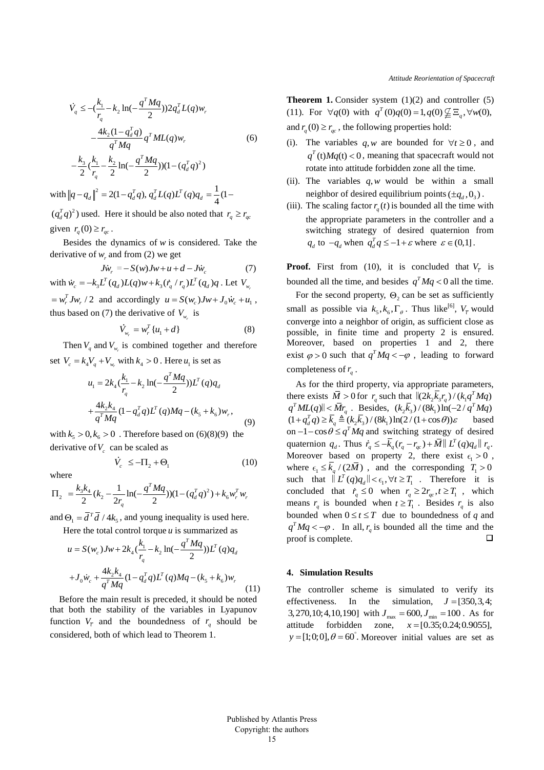$$\dot{V}_q \leq -(\frac{k_1}{r_q} - k_2 \ln(-\frac{q^T Mq}{2}))2q_d^T L(q) w_r$$

$$-\frac{4k_2(1-q_d^T q)}{q^T Mq} q^T ML(q) w_r \quad (6)$$

$$-\frac{k_3}{2}(\frac{k_1}{r_q} - \frac{k_2}{2}\ln(-\frac{q^T Mq}{2}))(1-(q_d^T q)^2)$$

with $\|q - q_d\|^2 = 2(1-q_d^T q),\ q_d^T L(q) L^T(q) q_d = \frac{1}{4}(1-(q_d^T q)^2)$ used. Here it should be also noted that $r_q \geq r_{qc}$ given $r_q(0) \geq r_{qc}$.

Besides the dynamics of $w$ is considered. Take the derivative of $w_r$ and from (2) we get

$$J\dot{w}_r = -S(w)Jw + u + d - J\dot{w}_c \quad (7)$$

with $\dot{w}_c = -k_3 L^T(q_d) L(q) w + k_3(\dot{r}_q / r_q) L^T(q_d) q$. Let $V_{w_r} = w_r^T J w_r / 2$ and accordingly $u = S(w_c)Jw + J_0 \dot{w}_c + u_1$, thus based on (7) the derivative of $V_{w_r}$ is

$$\dot{V}_{w_r} = w_r^T \{u_1 + d\} \quad (8)$$

Then $V_q$ and $V_{w_r}$ is combined together and therefore set $V_c = k_4 V_q + V_{w_r}$ with $k_4 > 0$. Here $u_1$ is set as

$$u_1 = 2k_4(\frac{k_1}{r_q} - k_2 \ln(-\frac{q^T Mq}{2}))L^T(q) q_d$$

$$+\frac{4k_2 k_4}{q^T Mq}(1-q_d^T q)L^T(q) Mq - (k_5 + k_6) w_r, \quad (9)$$

with $k_5 > 0, k_6 > 0$. Therefore based on (6)(8)(9) the derivative of $V_c$ can be scaled as

$$\dot{V}_c \leq -\Pi_2 + \Theta_1 \quad (10)$$

where

$$\Pi_2 = \frac{k_3 k_4}{2}(k_2 - \frac{1}{2r_q}\ln(-\frac{q^T Mq}{2}))(1-(q_d^T q)^2) + k_6 w_r^T w_r$$

and $\Theta_1 = \bar{d}^T \bar{d} / 4k_5$, and young inequality is used here.

Here the total control torque $u$ is summarized as

$$u = S(w_c)Jw + 2k_4(\frac{k_1}{r_q} - k_2 \ln(-\frac{q^T Mq}{2}))L^T(q) q_d$$

$$+J_0 \dot{w}_c + \frac{4k_2 k_4}{q^T Mq}(1-q_d^T q)L^T(q) Mq - (k_5 + k_6) w_r \quad (11)$$

Before the main result is preceded, it should be noted that both the stability of the variables in Lyapunov function $V_\Gamma$ and the boundedness of $r_q$ should be considered, both of which lead to Theorem 1.

**Theorem 1.** Consider system (1)(2) and controller (5)(11). For $\forall q(0)$ with $q^T(0)q(0) = 1, q(0) \subsetneqq \Xi_q, \forall w(0)$, and $r_q(0) \geq r_{qc}$, the following properties hold:

- (i). The variables $q, w$ are bounded for $\forall t \geq 0$, and $q^T(t)Mq(t) < 0$, meaning that spacecraft would not rotate into attitude forbidden zone all the time.
- (ii). The variables $q, w$ would be within a small neighbor of desired equilibrium points $(\pm q_d, 0_3)$.
- (iii). The scaling factor $r_q(t)$ is bounded all the time with the appropriate parameters in the controller and a switching strategy of desired quaternion from $q_d$ to $-q_d$ when $q_d^T q \leq -1 + \varepsilon$ where $\varepsilon \in (0,1]$.

**Proof.** First from (10), it is concluded that $V_\Gamma$ is bounded all the time, and besides $q^T Mq < 0$ all the time.

For the second property, $\Theta_2$ can be set as sufficiently small as possible via $k_5, k_6, \Gamma_\theta$. Thus like[6], $V_\Gamma$ would converge into a neighbor of origin, as sufficient close as possible, in finite time and property 2 is ensured. Moreover, based on properties 1 and 2, there exist $\varphi > 0$ such that $q^T Mq < -\varphi$, leading to forward completeness of $r_q$.

As for the third property, via appropriate parameters, there exists $\bar{M} > 0$ for $r_q$ such that $\|(2k_2\bar{k}_3 r_q)/(k_1 q^T Mq) q^T ML(q)\| < \bar{M} r_q$. Besides, $(k_2\bar{k}_3)/(8k_1)\ln(-2/q^T Mq)(1+q_d^T q) \geq \bar{k}_q \triangleq (k_2\bar{k}_3)/(8k_1)\ln(2/(1+\cos\theta))\varepsilon$ based on $-1-\cos\theta \leq q^T Mq$ and switching strategy of desired quaternion $q_d$. Thus $\dot{r}_q \leq -\bar{k}_q(r_q - r_{qc}) + \bar{M}\|L^T(q)q_d\| r_q$. Moreover based on property 2, there exist $\epsilon_1 > 0$, where $\epsilon_1 \leq \bar{k}_q/(2\bar{M})$, and the corresponding $T_1 > 0$ such that $\|L^T(q)q_d\| < \epsilon_1, \forall t \geq T_1$. Therefore it is concluded that $\dot{r}_q \leq 0$ when $r_q \geq 2r_{qc}, t \geq T_1$, which means $r_q$ is bounded when $t \geq T_1$. Besides $r_q$ is also bounded when $0 \leq t \leq T$ due to boundedness of $q$ and $q^T Mq < -\varphi$. In all, $r_q$ is bounded all the time and the proof is complete. □

## 4. Simulation Results

The controller scheme is simulated to verify its effectiveness. In the simulation, $J = [350, 3, 4; 3, 270, 10; 4, 10, 190]$ with $J_{\max} = 600, J_{\min} = 100$. As for attitude forbidden zone, $x = [0.35; 0.24; 0.9055]$, $y = [1; 0; 0], \theta = 60^\circ$. Moreover initial values are set as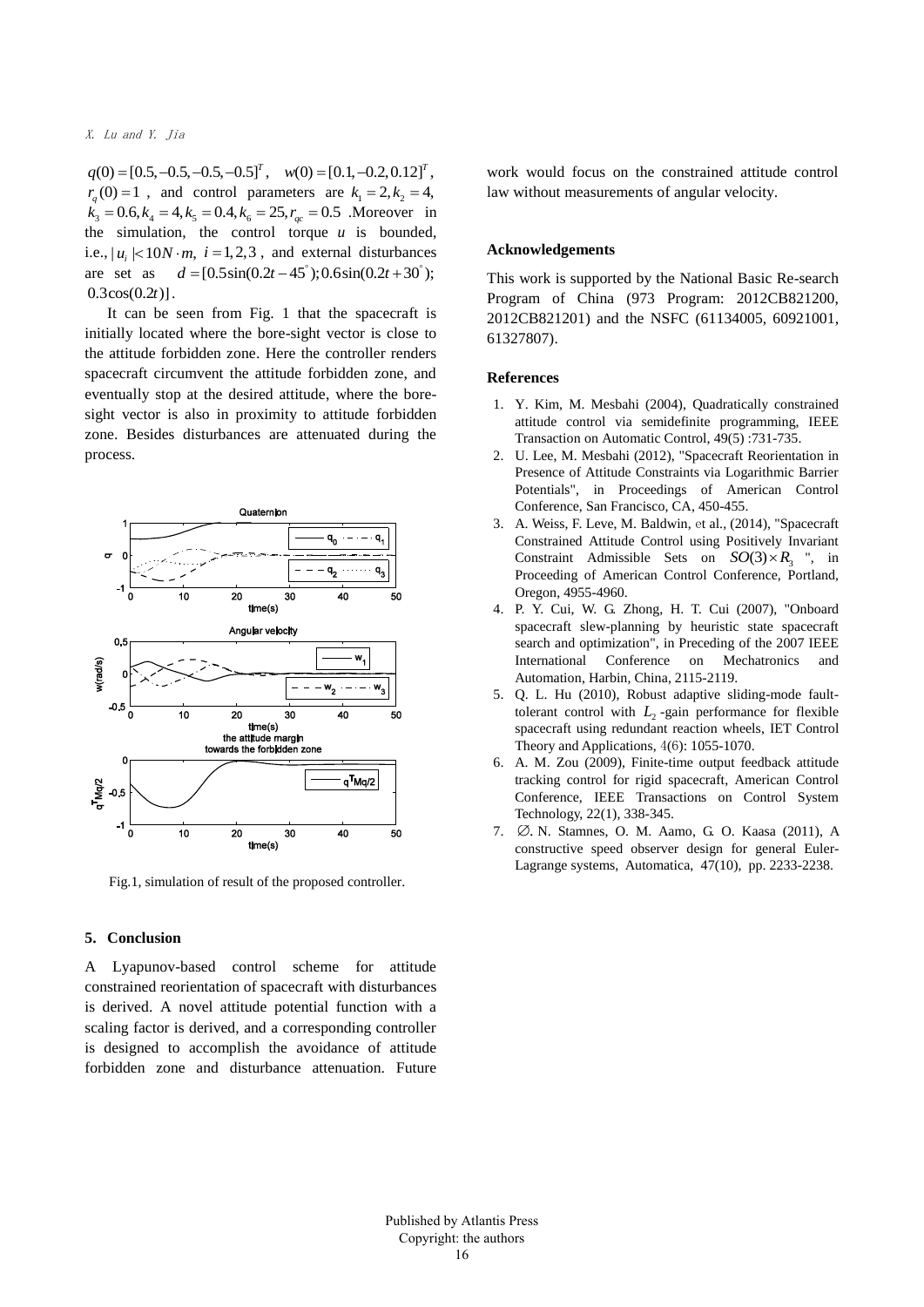$q(0) = [0.5, -0.5, -0.5, -0.5]^T$, $w(0) = [0.1, -0.2, 0.12]^T$, $r_q(0) = 1$, and control parameters are $k_1 = 2, k_2 = 4, k_3 = 0.6, k_4 = 4, k_5 = 0.4, k_6 = 25, r_{qc} = 0.5$ .Moreover in the simulation, the control torque $u$ is bounded, i.e., $|u_i| < 10N \cdot m,\ i = 1,2,3$ , and external disturbances are set as $d = [0.5\sin(0.2t - 45^{\circ}); 0.6\sin(0.2t + 30^{\circ}); 0.3\cos(0.2t)]$ .

It can be seen from Fig. 1 that the spacecraft is initially located where the bore-sight vector is close to the attitude forbidden zone. Here the controller renders spacecraft circumvent the attitude forbidden zone, and eventually stop at the desired attitude, where the bore-sight vector is also in proximity to attitude forbidden zone. Besides disturbances are attenuated during the process.

Quaternion

q

$q_0$ $q_1$ $q_2$ $q_3$

time(s)

Angular velocity

w(rad/s)

$w_1$ $w_2$ $w_3$

time(s)

the attitude margin towards the forbidden zone

$q^TMq/2$

time(s)

Fig.1, simulation of result of the proposed controller.

## 5. Conclusion

A Lyapunov-based control scheme for attitude constrained reorientation of spacecraft with disturbances is derived. A novel attitude potential function with a scaling factor is derived, and a corresponding controller is designed to accomplish the avoidance of attitude forbidden zone and disturbance attenuation. Future work would focus on the constrained attitude control law without measurements of angular velocity.

## Acknowledgements

This work is supported by the National Basic Re-search Program of China (973 Program: 2012CB821200, 2012CB821201) and the NSFC (61134005, 60921001, 61327807).

## References

1. Y. Kim, M. Mesbahi (2004), Quadratically constrained attitude control via semidefinite programming, IEEE Transaction on Automatic Control, 49(5) :731-735.
2. U. Lee, M. Mesbahi (2012), "Spacecraft Reorientation in Presence of Attitude Constraints via Logarithmic Barrier Potentials", in Proceedings of American Control Conference, San Francisco, CA, 450-455.
3. A. Weiss, F. Leve, M. Baldwin, et al., (2014), "Spacecraft Constrained Attitude Control using Positively Invariant Constraint Admissible Sets on $SO(3) \times R_3$ ", in Proceeding of American Control Conference, Portland, Oregon, 4955-4960.
4. P. Y. Cui, W. G. Zhong, H. T. Cui (2007), "Onboard spacecraft slew-planning by heuristic state spacecraft search and optimization", in Preceding of the 2007 IEEE International Conference on Mechatronics and Automation, Harbin, China, 2115-2119.
5. Q. L. Hu (2010), Robust adaptive sliding-mode fault-tolerant control with $L_2$ -gain performance for flexible spacecraft using redundant reaction wheels, IET Control Theory and Applications, 4(6): 1055-1070.
6. A. M. Zou (2009), Finite-time output feedback attitude tracking control for rigid spacecraft, American Control Conference, IEEE Transactions on Control System Technology, 22(1), 338-345.
7. ∅. N. Stamnes, O. M. Aamo, G. O. Kaasa (2011), A constructive speed observer design for general Euler-Lagrange systems, Automatica, 47(10), pp. 2233-2238.